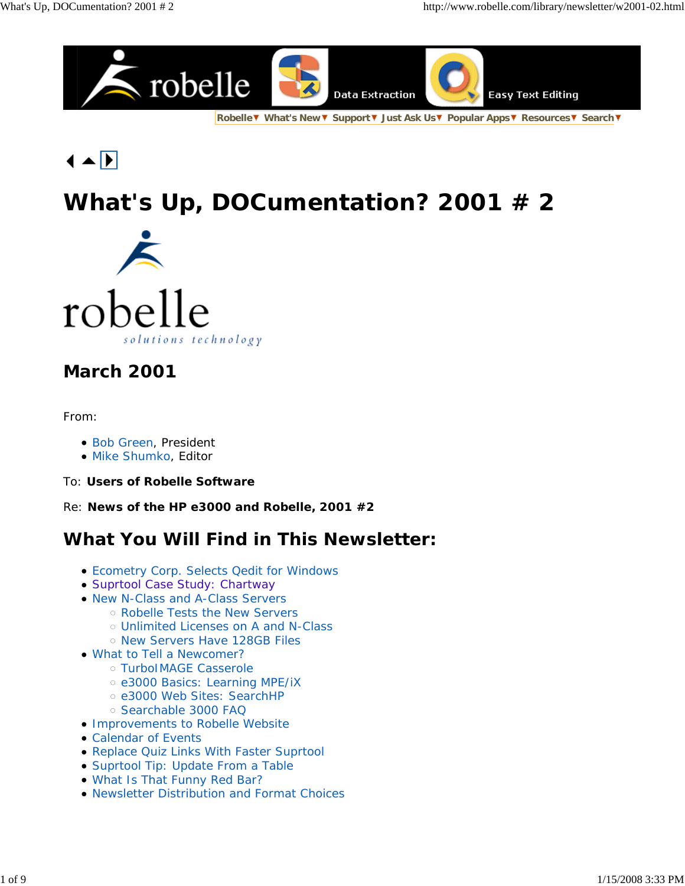Robelle▼ What's New▼ Support▼ Just Ask Us▼ Popular Apps▼ Resources▼ Search▼

# What's Up, DOCumentation? 2001 # 2

robelle
*solutions technology*

## March 2001

From:

- Bob Green, President
- Mike Shumko, Editor

To: **Users of Robelle Software**

Re: **News of the HP e3000 and Robelle, 2001 #2**

## What You Will Find in This Newsletter:

- Ecometry Corp. Selects Qedit for Windows
- Suprtool Case Study: Chartway
- New N-Class and A-Class Servers
  - Robelle Tests the New Servers
  - Unlimited Licenses on A and N-Class
  - New Servers Have 128GB Files
- What to Tell a Newcomer?
  - TurboIMAGE Casserole
  - e3000 Basics: Learning MPE/iX
  - e3000 Web Sites: SearchHP
  - Searchable 3000 FAQ
- Improvements to Robelle Website
- Calendar of Events
- Replace Quiz Links With Faster Suprtool
- Suprtool Tip: Update From a Table
- What Is That Funny Red Bar?
- Newsletter Distribution and Format Choices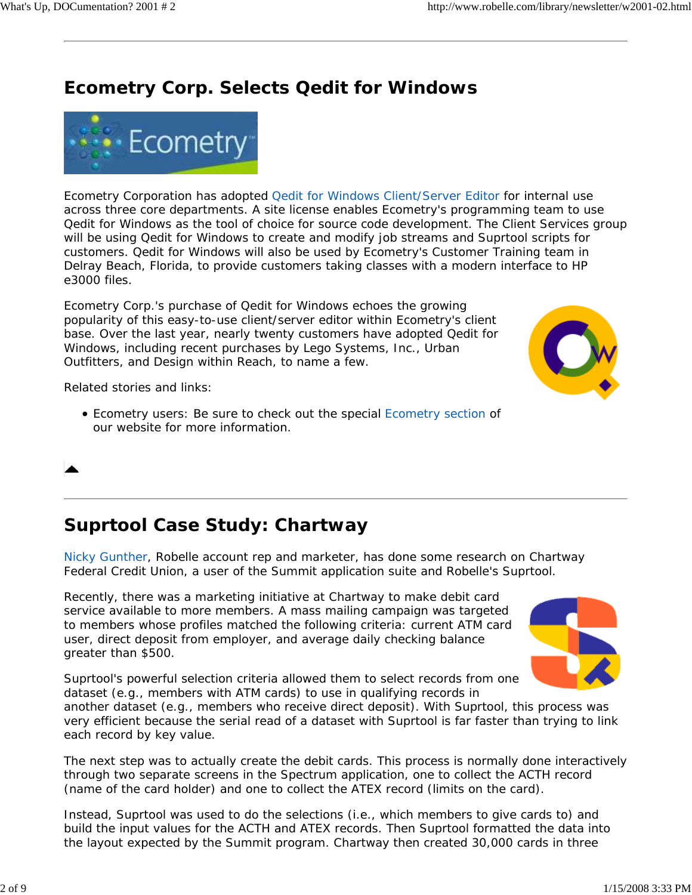## Ecometry Corp. Selects Qedit for Windows

Ecometry Corporation has adopted Qedit for Windows Client/Server Editor for internal use across three core departments. A site license enables Ecometry's programming team to use Qedit for Windows as the tool of choice for source code development. The Client Services group will be using Qedit for Windows to create and modify job streams and Suprtool scripts for customers. Qedit for Windows will also be used by Ecometry's Customer Training team in Delray Beach, Florida, to provide customers taking classes with a modern interface to HP e3000 files.

Ecometry Corp.'s purchase of Qedit for Windows echoes the growing popularity of this easy-to-use client/server editor within Ecometry's client base. Over the last year, nearly twenty customers have adopted Qedit for Windows, including recent purchases by Lego Systems, Inc., Urban Outfitters, and Design within Reach, to name a few.

Related stories and links:

- Ecometry users: Be sure to check out the special Ecometry section of our website for more information.

## Suprtool Case Study: Chartway

Nicky Gunther, Robelle account rep and marketer, has done some research on Chartway Federal Credit Union, a user of the Summit application suite and Robelle's Suprtool.

Recently, there was a marketing initiative at Chartway to make debit card service available to more members. A mass mailing campaign was targeted to members whose profiles matched the following criteria: current ATM card user, direct deposit from employer, and average daily checking balance greater than $500.

Suprtool's powerful selection criteria allowed them to select records from one dataset (e.g., members with ATM cards) to use in qualifying records in another dataset (e.g., members who receive direct deposit). With Suprtool, this process was very efficient because the serial read of a dataset with Suprtool is far faster than trying to link each record by key value.

The next step was to actually create the debit cards. This process is normally done interactively through two separate screens in the Spectrum application, one to collect the ACTH record (name of the card holder) and one to collect the ATEX record (limits on the card).

Instead, Suprtool was used to do the selections (i.e., which members to give cards to) and build the input values for the ACTH and ATEX records. Then Suprtool formatted the data into the layout expected by the Summit program. Chartway then created 30,000 cards in three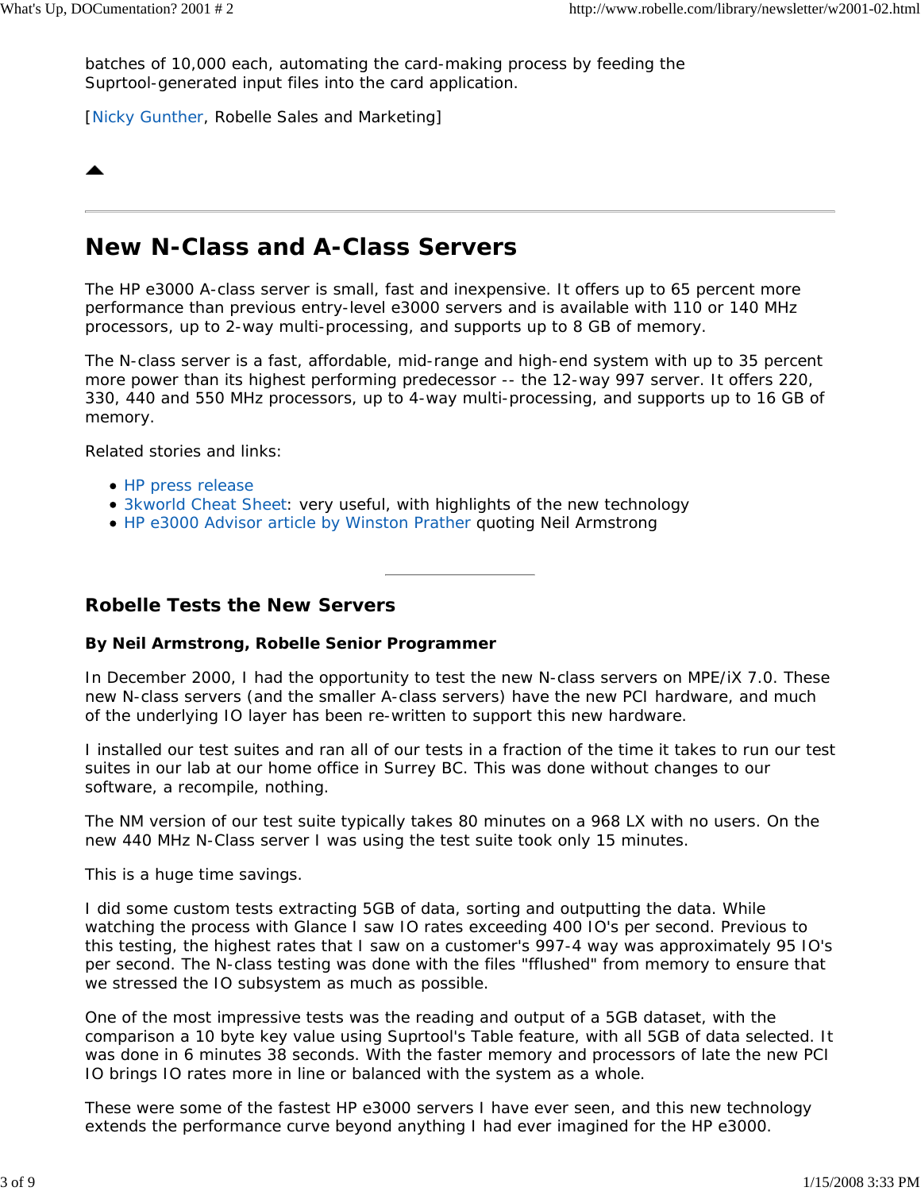batches of 10,000 each, automating the card-making process by feeding the Suprtool-generated input files into the card application.

[Nicky Gunther, Robelle Sales and Marketing]

---

## New N-Class and A-Class Servers

The HP e3000 A-class server is small, fast and inexpensive. It offers up to 65 percent more performance than previous entry-level e3000 servers and is available with 110 or 140 MHz processors, up to 2-way multi-processing, and supports up to 8 GB of memory.

The N-class server is a fast, affordable, mid-range and high-end system with up to 35 percent more power than its highest performing predecessor -- the 12-way 997 server. It offers 220, 330, 440 and 550 MHz processors, up to 4-way multi-processing, and supports up to 16 GB of memory.

Related stories and links:

- HP press release
- 3kworld Cheat Sheet: very useful, with highlights of the new technology
- HP e3000 Advisor article by Winston Prather quoting Neil Armstrong

---

### Robelle Tests the New Servers

**By Neil Armstrong, Robelle Senior Programmer**

In December 2000, I had the opportunity to test the new N-class servers on MPE/iX 7.0. These new N-class servers (and the smaller A-class servers) have the new PCI hardware, and much of the underlying IO layer has been re-written to support this new hardware.

I installed our test suites and ran all of our tests in a fraction of the time it takes to run our test suites in our lab at our home office in Surrey BC. This was done without changes to our software, a recompile, nothing.

The NM version of our test suite typically takes 80 minutes on a 968 LX with no users. On the new 440 MHz N-Class server I was using the test suite took only 15 minutes.

This is a huge time savings.

I did some custom tests extracting 5GB of data, sorting and outputting the data. While watching the process with Glance I saw IO rates exceeding 400 IO's per second. Previous to this testing, the highest rates that I saw on a customer's 997-4 way was approximately 95 IO's per second. The N-class testing was done with the files "fflushed" from memory to ensure that we stressed the IO subsystem as much as possible.

One of the most impressive tests was the reading and output of a 5GB dataset, with the comparison a 10 byte key value using Suprtool's Table feature, with all 5GB of data selected. It was done in 6 minutes 38 seconds. With the faster memory and processors of late the new PCI IO brings IO rates more in line or balanced with the system as a whole.

These were some of the fastest HP e3000 servers I have ever seen, and this new technology extends the performance curve beyond anything I had ever imagined for the HP e3000.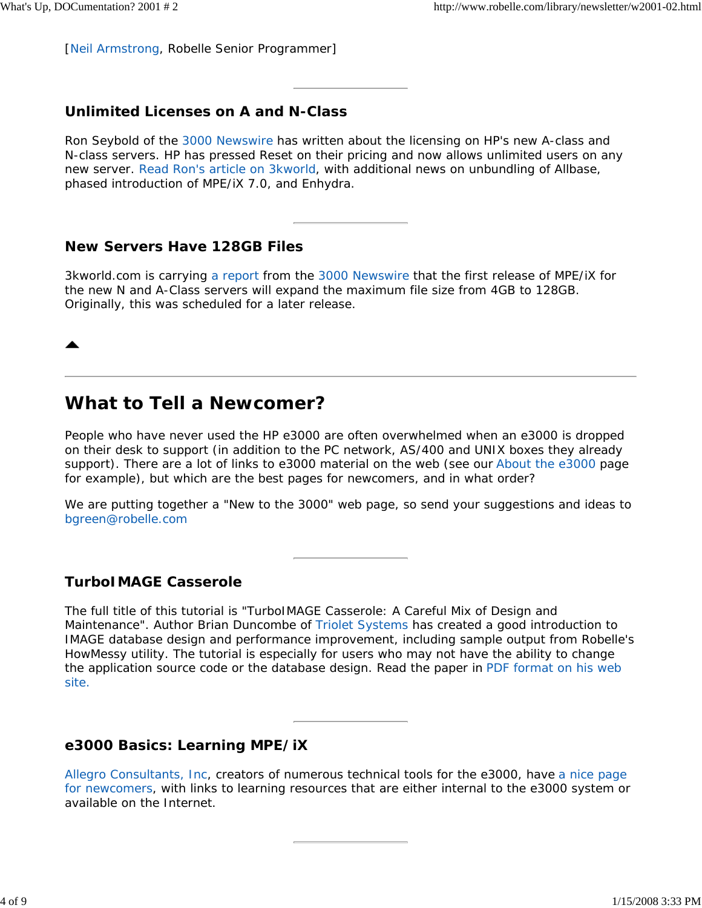[Neil Armstrong, Robelle Senior Programmer]

---

### Unlimited Licenses on A and N-Class

Ron Seybold of the 3000 Newswire has written about the licensing on HP's new A-class and N-class servers. HP has pressed Reset on their pricing and now allows unlimited users on any new server. Read Ron's article on 3kworld, with additional news on unbundling of Allbase, phased introduction of MPE/iX 7.0, and Enhydra.

---

### New Servers Have 128GB Files

3kworld.com is carrying a report from the 3000 Newswire that the first release of MPE/iX for the new N and A-Class servers will expand the maximum file size from 4GB to 128GB. Originally, this was scheduled for a later release.

---

## What to Tell a Newcomer?

People who have never used the HP e3000 are often overwhelmed when an e3000 is dropped on their desk to support (in addition to the PC network, AS/400 and UNIX boxes they already support). There are a lot of links to e3000 material on the web (see our About the e3000 page for example), but which are the best pages for newcomers, and in what order?

We are putting together a "New to the 3000" web page, so send your suggestions and ideas to bgreen@robelle.com

---

### TurboIMAGE Casserole

The full title of this tutorial is "TurboIMAGE Casserole: A Careful Mix of Design and Maintenance". Author Brian Duncombe of Triolet Systems has created a good introduction to IMAGE database design and performance improvement, including sample output from Robelle's HowMessy utility. The tutorial is especially for users who may not have the ability to change the application source code or the database design. Read the paper in PDF format on his web site.

---

### e3000 Basics: Learning MPE/iX

Allegro Consultants, Inc, creators of numerous technical tools for the e3000, have a nice page for newcomers, with links to learning resources that are either internal to the e3000 system or available on the Internet.

---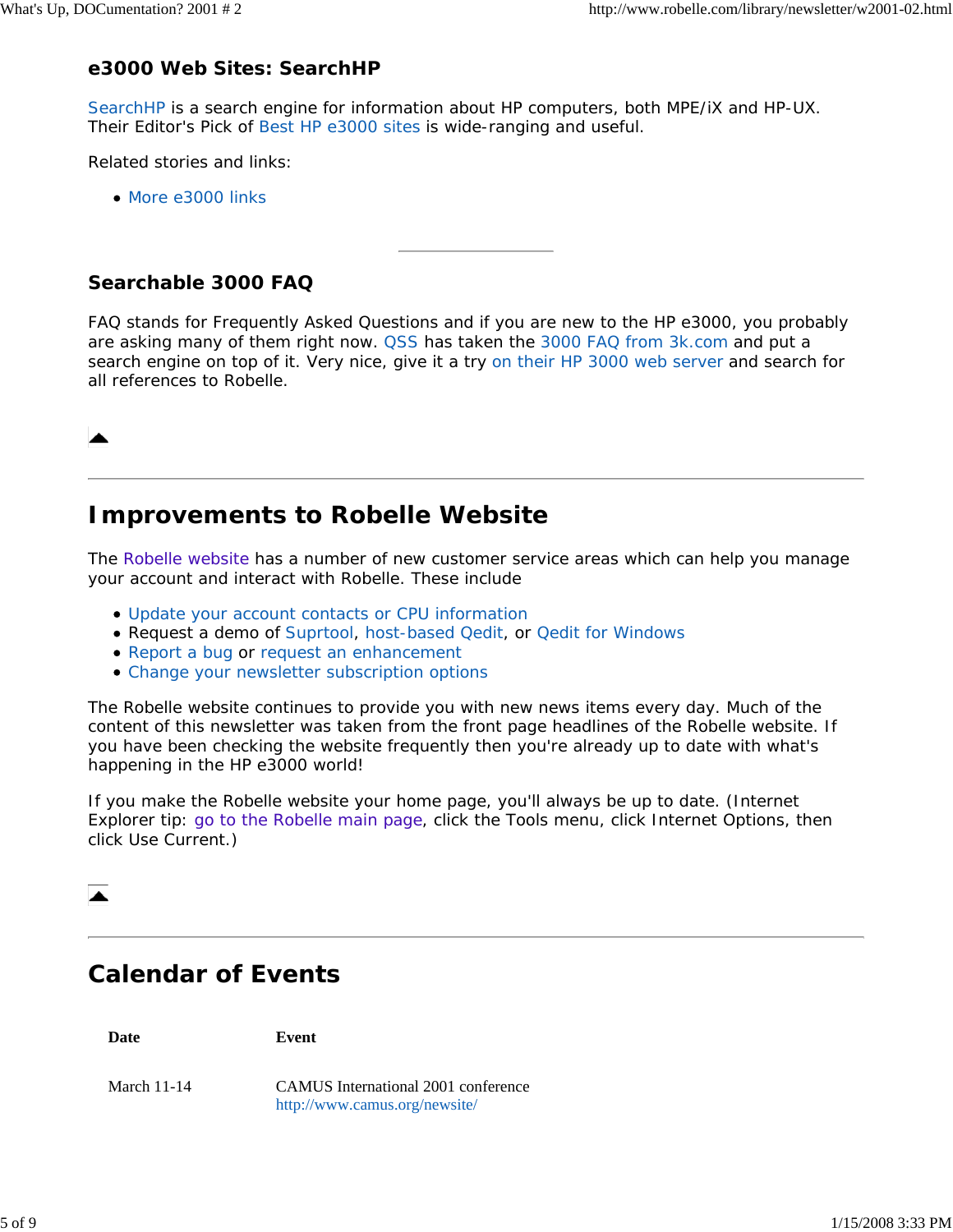### e3000 Web Sites: SearchHP

SearchHP is a search engine for information about HP computers, both MPE/iX and HP-UX. Their Editor's Pick of Best HP e3000 sites is wide-ranging and useful.

Related stories and links:

- More e3000 links

---

### Searchable 3000 FAQ

FAQ stands for Frequently Asked Questions and if you are new to the HP e3000, you probably are asking many of them right now. QSS has taken the 3000 FAQ from 3k.com and put a search engine on top of it. Very nice, give it a try on their HP 3000 web server and search for all references to Robelle.

---

## Improvements to Robelle Website

The Robelle website has a number of new customer service areas which can help you manage your account and interact with Robelle. These include

- Update your account contacts or CPU information
- Request a demo of Suprtool, host-based Qedit, or Qedit for Windows
- Report a bug or request an enhancement
- Change your newsletter subscription options

The Robelle website continues to provide you with new news items every day. Much of the content of this newsletter was taken from the front page headlines of the Robelle website. If you have been checking the website frequently then you're already up to date with what's happening in the HP e3000 world!

If you make the Robelle website your home page, you'll always be up to date. (Internet Explorer tip: go to the Robelle main page, click the Tools menu, click Internet Options, then click Use Current.)

---

## Calendar of Events

| Date | Event |
|---|---|
| March 11-14 | CAMUS International 2001 conference http://www.camus.org/newsite/ |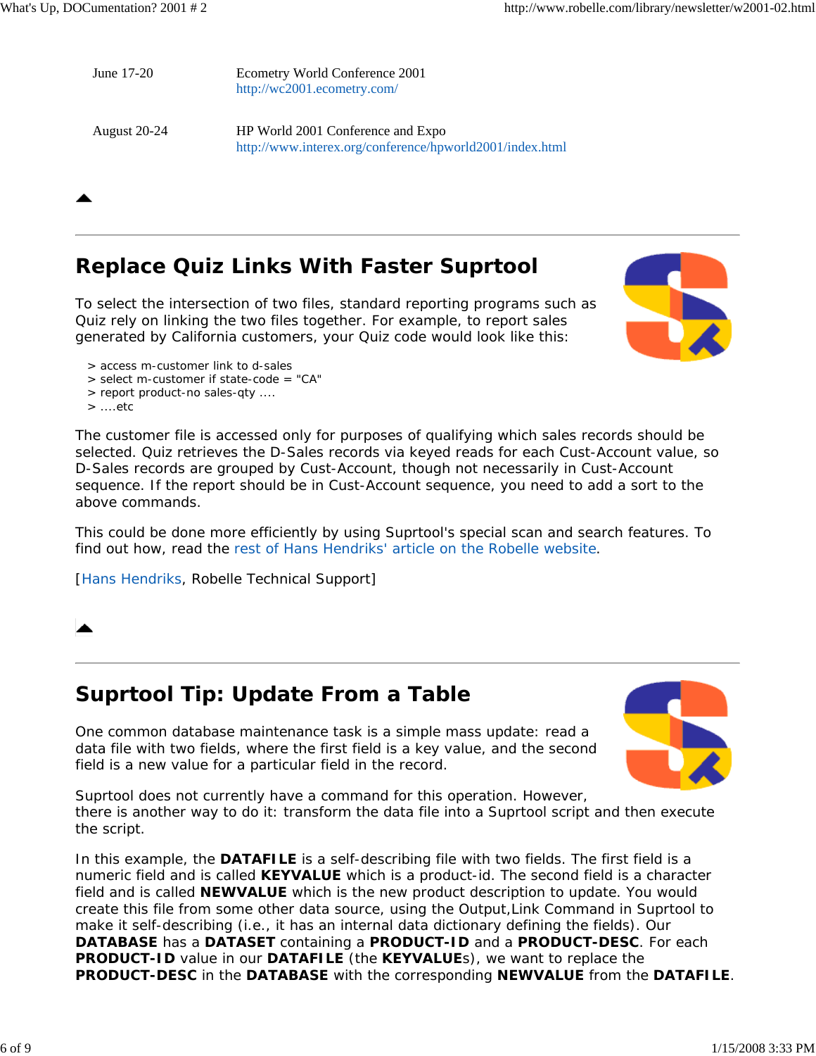June 17-20 Ecometry World Conference 2001
http://wc2001.ecometry.com/

August 20-24 HP World 2001 Conference and Expo
http://www.interex.org/conference/hpworld2001/index.html

---

## Replace Quiz Links With Faster Suprtool

To select the intersection of two files, standard reporting programs such as Quiz rely on linking the two files together. For example, to report sales generated by California customers, your Quiz code would look like this:

```
> access m-customer link to d-sales
> select m-customer if state-code = "CA"
> report product-no sales-qty ....
> ....etc
```

The customer file is accessed only for purposes of qualifying which sales records should be selected. Quiz retrieves the D-Sales records via keyed reads for each Cust-Account value, so D-Sales records are grouped by Cust-Account, though not necessarily in Cust-Account sequence. If the report should be in Cust-Account sequence, you need to add a sort to the above commands.

This could be done more efficiently by using Suprtool's special scan and search features. To find out how, read the rest of Hans Hendriks' article on the Robelle website.

[Hans Hendriks, Robelle Technical Support]

---

## Suprtool Tip: Update From a Table

One common database maintenance task is a simple mass update: read a data file with two fields, where the first field is a key value, and the second field is a new value for a particular field in the record.

Suprtool does not currently have a command for this operation. However, there is another way to do it: transform the data file into a Suprtool script and then execute the script.

In this example, the **DATAFILE** is a self-describing file with two fields. The first field is a numeric field and is called **KEYVALUE** which is a product-id. The second field is a character field and is called **NEWVALUE** which is the new product description to update. You would create this file from some other data source, using the Output,Link Command in Suprtool to make it self-describing (i.e., it has an internal data dictionary defining the fields). Our **DATABASE** has a **DATASET** containing a **PRODUCT-ID** and a **PRODUCT-DESC**. For each **PRODUCT-ID** value in our **DATAFILE** (the **KEYVALUE**s), we want to replace the **PRODUCT-DESC** in the **DATABASE** with the corresponding **NEWVALUE** from the **DATAFILE**.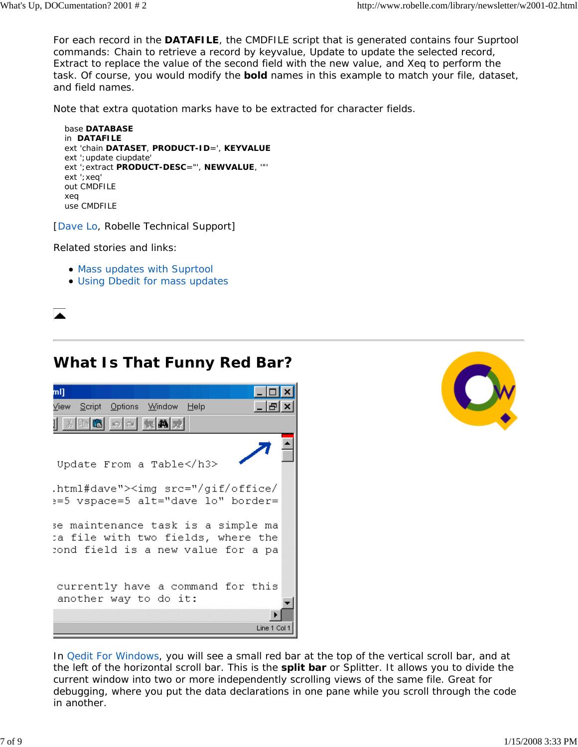For each record in the **DATAFILE**, the CMDFILE script that is generated contains four Suprtool commands: Chain to retrieve a record by keyvalue, Update to update the selected record, Extract to replace the value of the second field with the new value, and Xeq to perform the task. Of course, you would modify the **bold** names in this example to match your file, dataset, and field names.

Note that extra quotation marks have to be extracted for character fields.

```
base DATABASE
in  DATAFILE
ext 'chain DATASET, PRODUCT-ID=', KEYVALUE
ext ';update ciupdate'
ext ';extract PRODUCT-DESC="', NEWVALUE, '"'
ext ';xeq'
out CMDFILE
xeq
use CMDFILE
```

[Dave Lo, Robelle Technical Support]

Related stories and links:

- Mass updates with Suprtool
- Using Dbedit for mass updates

---

## What Is That Funny Red Bar?

In Qedit For Windows, you will see a small red bar at the top of the vertical scroll bar, and at the left of the horizontal scroll bar. This is the **split bar** or Splitter. It allows you to divide the current window into two or more independently scrolling views of the same file. Great for debugging, where you put the data declarations in one pane while you scroll through the code in another.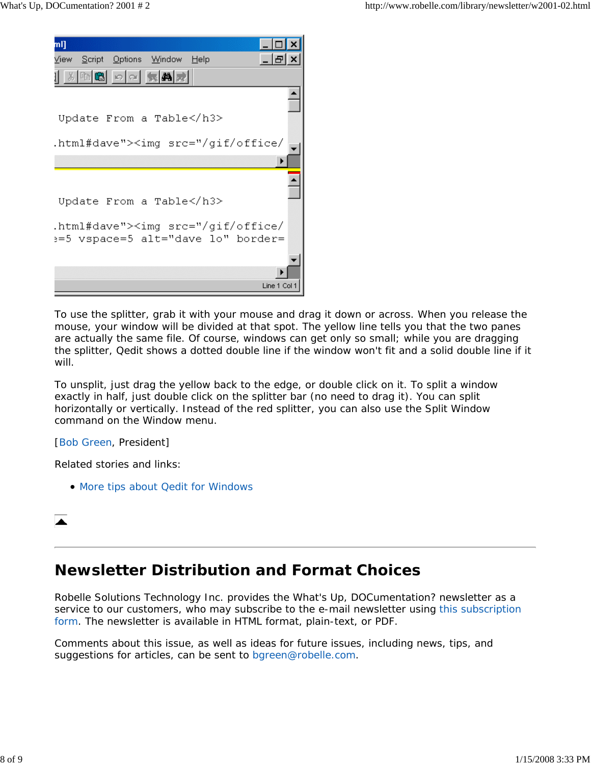To use the splitter, grab it with your mouse and drag it down or across. When you release the mouse, your window will be divided at that spot. The yellow line tells you that the two panes are actually the same file. Of course, windows can get only so small; while you are dragging the splitter, Qedit shows a dotted double line if the window won't fit and a solid double line if it will.

To unsplit, just drag the yellow back to the edge, or double click on it. To split a window exactly in half, just double click on the splitter bar (no need to drag it). You can split horizontally or vertically. Instead of the red splitter, you can also use the Split Window command on the Window menu.

[Bob Green, President]

Related stories and links:

- More tips about Qedit for Windows

## Newsletter Distribution and Format Choices

Robelle Solutions Technology Inc. provides the What's Up, DOCumentation? newsletter as a service to our customers, who may subscribe to the e-mail newsletter using this subscription form. The newsletter is available in HTML format, plain-text, or PDF.

Comments about this issue, as well as ideas for future issues, including news, tips, and suggestions for articles, can be sent to bgreen@robelle.com.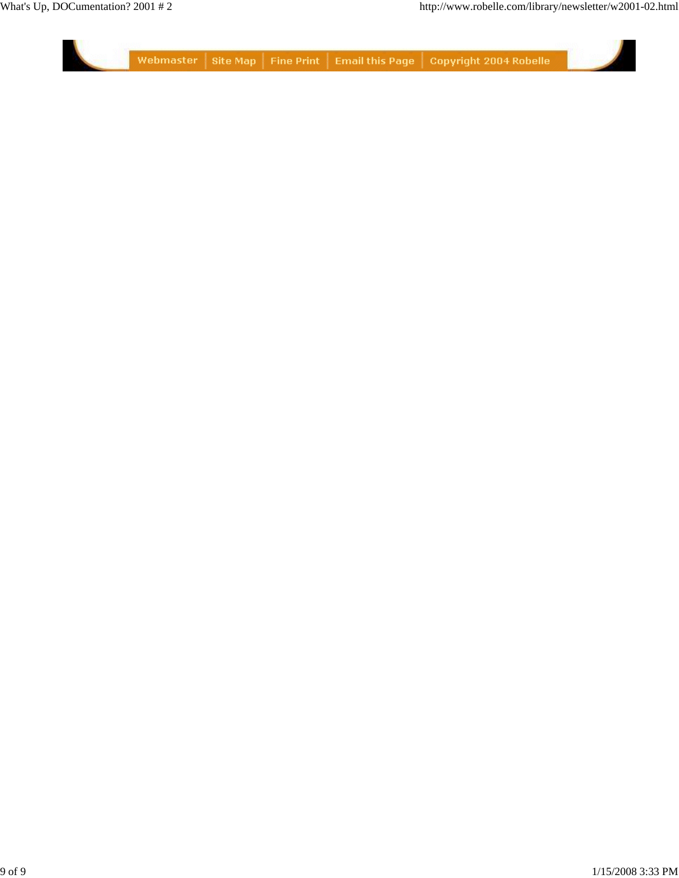Webmaster | Site Map | Fine Print | Email this Page | Copyright 2004 Robelle